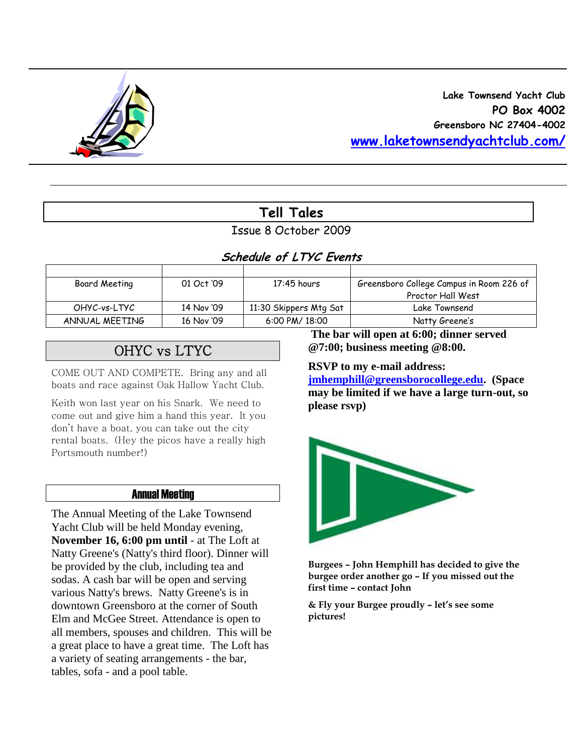Lake Townsend Yacht Club
PO Box 4002
Greensboro NC 27404-4002
www.laketownsendyachtclub.com/

# Tell Tales

Issue 8 October 2009

## *Schedule of LTYC Events*

| | | | |
|---|---|---|---|
| Board Meeting | 01 Oct '09 | 17:45 hours | Greensboro College Campus in Room 226 of Proctor Hall West |
| OHYC-vs-LTYC | 14 Nov '09 | 11:30 Skippers Mtg Sat | Lake Townsend |
| ANNUAL MEETING | 16 Nov '09 | 6:00 PM/ 18:00 | Natty Greene's |

## OHYC vs LTYC

COME OUT AND COMPETE. Bring any and all boats and race against Oak Hallow Yacht Club.

Keith won last year on his Snark. We need to come out and give him a hand this year. It you don't have a boat, you can take out the city rental boats. (Hey the picos have a really high Portsmouth number!)

## Annual Meeting

The Annual Meeting of the Lake Townsend Yacht Club will be held Monday evening, **November 16, 6:00 pm until** - at The Loft at Natty Greene's (Natty's third floor). Dinner will be provided by the club, including tea and sodas. A cash bar will be open and serving various Natty's brews. Natty Greene's is in downtown Greensboro at the corner of South Elm and McGee Street. Attendance is open to all members, spouses and children. This will be a great place to have a great time. The Loft has a variety of seating arrangements - the bar, tables, sofa - and a pool table.

**The bar will open at 6:00; dinner served @7:00; business meeting @8:00.**

**RSVP to my e-mail address: jmhemphill@greensborocollege.edu. (Space may be limited if we have a large turn-out, so please rsvp)**

**Burgees – John Hemphill has decided to give the burgee order another go – If you missed out the first time – contact John**

**& Fly your Burgee proudly – let's see some pictures!**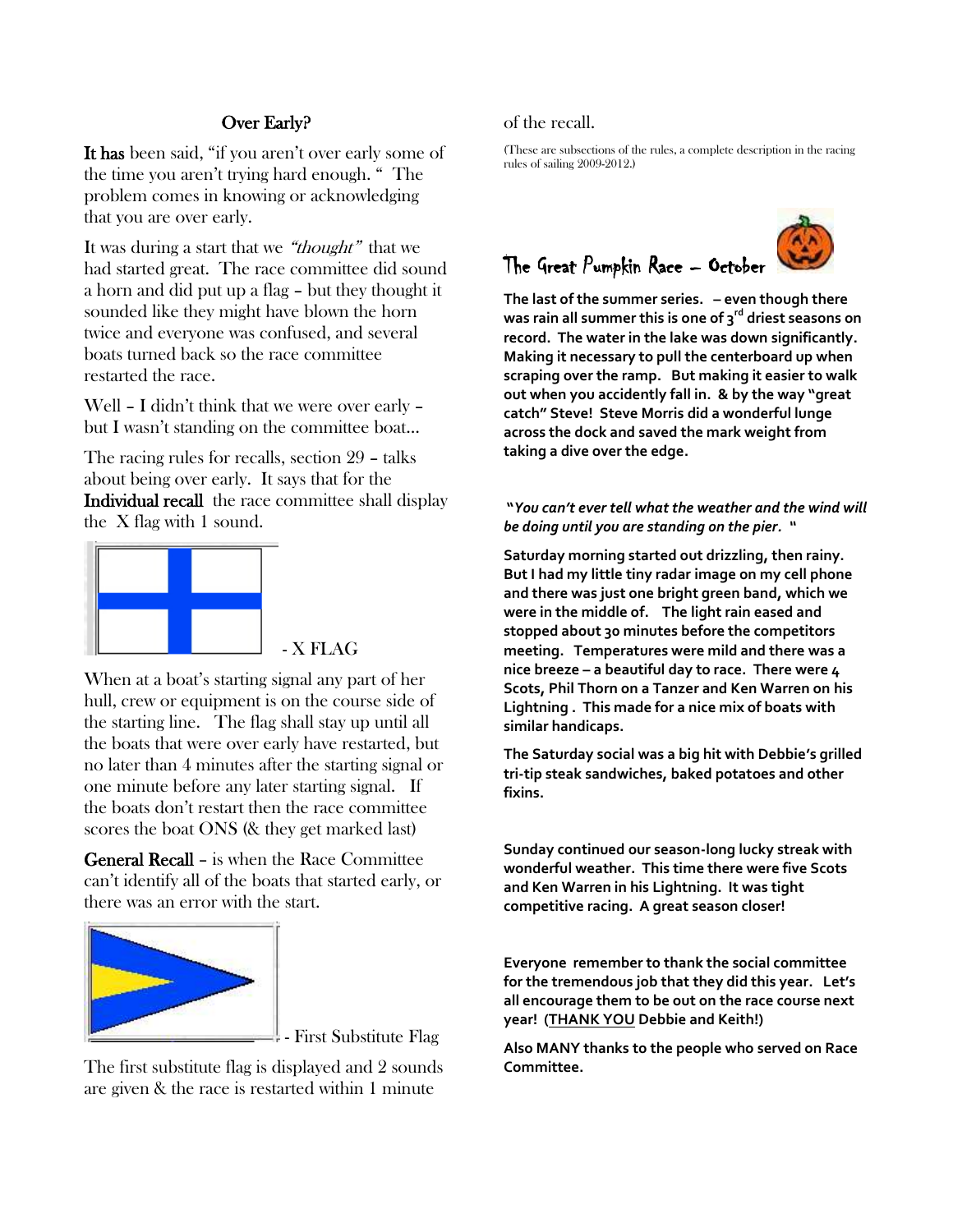## Over Early?

**It has** been said, "if you aren't over early some of the time you aren't trying hard enough. " The problem comes in knowing or acknowledging that you are over early.

It was during a start that we *"thought"* that we had started great. The race committee did sound a horn and did put up a flag – but they thought it sounded like they might have blown the horn twice and everyone was confused, and several boats turned back so the race committee restarted the race.

Well – I didn't think that we were over early – but I wasn't standing on the committee boat…

The racing rules for recalls, section 29 – talks about being over early. It says that for the **Individual recall** the race committee shall display the X flag with 1 sound.

- X FLAG

When at a boat's starting signal any part of her hull, crew or equipment is on the course side of the starting line. The flag shall stay up until all the boats that were over early have restarted, but no later than 4 minutes after the starting signal or one minute before any later starting signal. If the boats don't restart then the race committee scores the boat ONS (& they get marked last)

**General Recall** – is when the Race Committee can't identify all of the boats that started early, or there was an error with the start.

- First Substitute Flag

The first substitute flag is displayed and 2 sounds are given & the race is restarted within 1 minute of the recall.

(These are subsections of the rules, a complete description in the racing rules of sailing 2009-2012.)

## The Great Pumpkin Race – October

**The last of the summer series. – even though there was rain all summer this is one of 3rd driest seasons on record. The water in the lake was down significantly. Making it necessary to pull the centerboard up when scraping over the ramp. But making it easier to walk out when you accidently fall in. & by the way "great catch" Steve! Steve Morris did a wonderful lunge across the dock and saved the mark weight from taking a dive over the edge.**

**"*You can't ever tell what the weather and the wind will be doing until you are standing on the pier.* "**

**Saturday morning started out drizzling, then rainy. But I had my little tiny radar image on my cell phone and there was just one bright green band, which we were in the middle of. The light rain eased and stopped about 30 minutes before the competitors meeting. Temperatures were mild and there was a nice breeze – a beautiful day to race. There were 4 Scots, Phil Thorn on a Tanzer and Ken Warren on his Lightning . This made for a nice mix of boats with similar handicaps.**

**The Saturday social was a big hit with Debbie's grilled tri-tip steak sandwiches, baked potatoes and other fixins.**

**Sunday continued our season-long lucky streak with wonderful weather. This time there were five Scots and Ken Warren in his Lightning. It was tight competitive racing. A great season closer!**

**Everyone remember to thank the social committee for the tremendous job that they did this year. Let's all encourage them to be out on the race course next year! (THANK YOU Debbie and Keith!)**

**Also MANY thanks to the people who served on Race Committee.**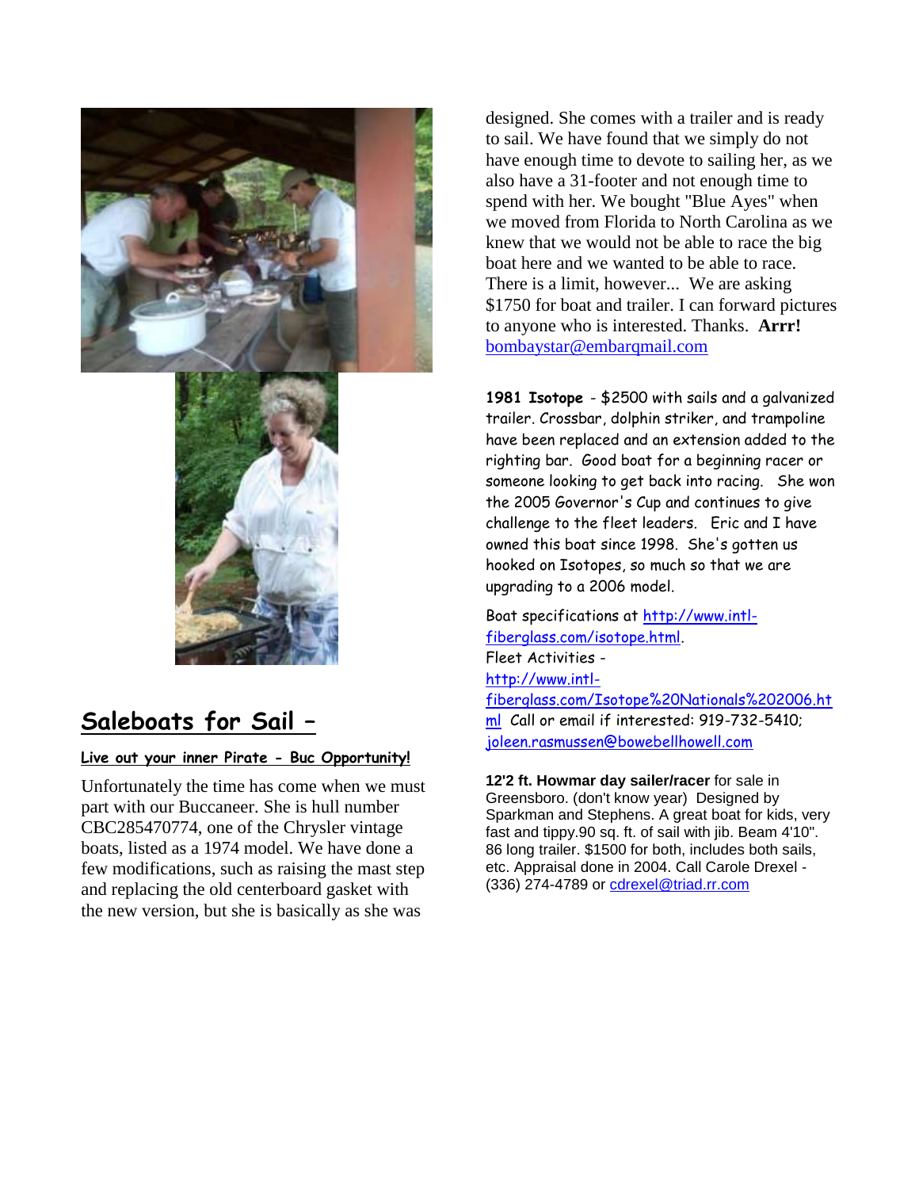## Saleboats for Sail –

**Live out your inner Pirate - Buc Opportunity!**

Unfortunately the time has come when we must part with our Buccaneer. She is hull number CBC285470774, one of the Chrysler vintage boats, listed as a 1974 model. We have done a few modifications, such as raising the mast step and replacing the old centerboard gasket with the new version, but she is basically as she was designed. She comes with a trailer and is ready to sail. We have found that we simply do not have enough time to devote to sailing her, as we also have a 31-footer and not enough time to spend with her. We bought "Blue Ayes" when we moved from Florida to North Carolina as we knew that we would not be able to race the big boat here and we wanted to be able to race. There is a limit, however... We are asking $1750 for boat and trailer. I can forward pictures to anyone who is interested. Thanks. **Arrr!** bombaystar@embarqmail.com

**1981 Isotope** - $2500 with sails and a galvanized trailer. Crossbar, dolphin striker, and trampoline have been replaced and an extension added to the righting bar. Good boat for a beginning racer or someone looking to get back into racing. She won the 2005 Governor's Cup and continues to give challenge to the fleet leaders. Eric and I have owned this boat since 1998. She's gotten us hooked on Isotopes, so much so that we are upgrading to a 2006 model.

Boat specifications at http://www.intl-fiberglass.com/isotope.html.
Fleet Activities - http://www.intl-fiberglass.com/Isotope%20Nationals%202006.html Call or email if interested: 919-732-5410; joleen.rasmussen@bowebellhowell.com

**12'2 ft. Howmar day sailer/racer** for sale in Greensboro. (don't know year) Designed by Sparkman and Stephens. A great boat for kids, very fast and tippy.90 sq. ft. of sail with jib. Beam 4'10". 86 long trailer. $1500 for both, includes both sails, etc. Appraisal done in 2004. Call Carole Drexel - (336) 274-4789 or cdrexel@triad.rr.com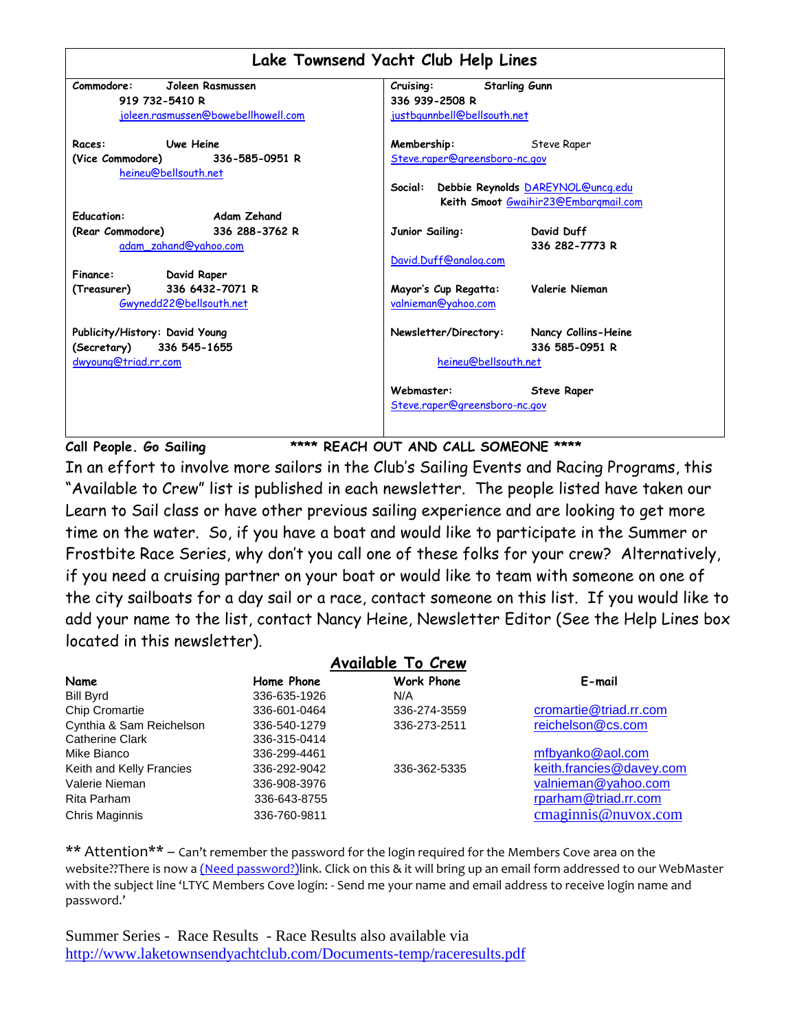## Lake Townsend Yacht Club Help Lines

**Commodore:** Joleen Rasmussen
919 732-5410 R
joleen.rasmussen@bowebellhowell.com

**Races:** Uwe Heine
**(Vice Commodore)** 336-585-0951 R
heineu@bellsouth.net

**Education:** Adam Zehand
**(Rear Commodore)** 336 288-3762 R
adam_zahand@yahoo.com

**Finance:** David Raper
**(Treasurer)** 336 6432-7071 R
Gwynedd22@bellsouth.net

**Publicity/History:** David Young
**(Secretary)** 336 545-1655
dwyoung@triad.rr.com

**Cruising:** Starling Gunn
336 939-2508 R
justbgunnbell@bellsouth.net

**Membership:** Steve Raper
Steve.raper@greensboro-nc.gov

**Social:** Debbie Reynolds DAREYNOL@uncg.edu
Keith Smoot Gwaihir23@Embargmail.com

**Junior Sailing:** David Duff
336 282-7773 R
David.Duff@analog.com

**Mayor's Cup Regatta:** Valerie Nieman
valnieman@yahoo.com

**Newsletter/Directory:** Nancy Collins-Heine
336 585-0951 R
heineu@bellsouth.net

**Webmaster:** Steve Raper
Steve.raper@greensboro-nc.gov

**Call People. Go Sailing** **\*\*\*\* REACH OUT AND CALL SOMEONE \*\*\*\***

In an effort to involve more sailors in the Club's Sailing Events and Racing Programs, this "Available to Crew" list is published in each newsletter. The people listed have taken our Learn to Sail class or have other previous sailing experience and are looking to get more time on the water. So, if you have a boat and would like to participate in the Summer or Frostbite Race Series, why don't you call one of these folks for your crew? Alternatively, if you need a cruising partner on your boat or would like to team with someone on one of the city sailboats for a day sail or a race, contact someone on this list. If you would like to add your name to the list, contact Nancy Heine, Newsletter Editor (See the Help Lines box located in this newsletter).

### Available To Crew

| Name | Home Phone | Work Phone | E-mail |
|---|---|---|---|
| Bill Byrd | 336-635-1926 | N/A | |
| Chip Cromartie | 336-601-0464 | 336-274-3559 | cromartie@triad.rr.com |
| Cynthia & Sam Reichelson | 336-540-1279 | 336-273-2511 | reichelson@cs.com |
| Catherine Clark | 336-315-0414 | | |
| Mike Bianco | 336-299-4461 | | mfbyanko@aol.com |
| Keith and Kelly Francies | 336-292-9042 | 336-362-5335 | keith.francies@davey.com |
| Valerie Nieman | 336-908-3976 | | valnieman@yahoo.com |
| Rita Parham | 336-643-8755 | | rparham@triad.rr.com |
| Chris Maginnis | 336-760-9811 | | cmaginnis@nuvox.com |

\*\* Attention\*\* – Can't remember the password for the login required for the Members Cove area on the website??There is now a (Need password?)link. Click on this & it will bring up an email form addressed to our WebMaster with the subject line 'LTYC Members Cove login: - Send me your name and email address to receive login name and password.'

Summer Series - Race Results - Race Results also available via
http://www.laketownsendyachtclub.com/Documents-temp/raceresults.pdf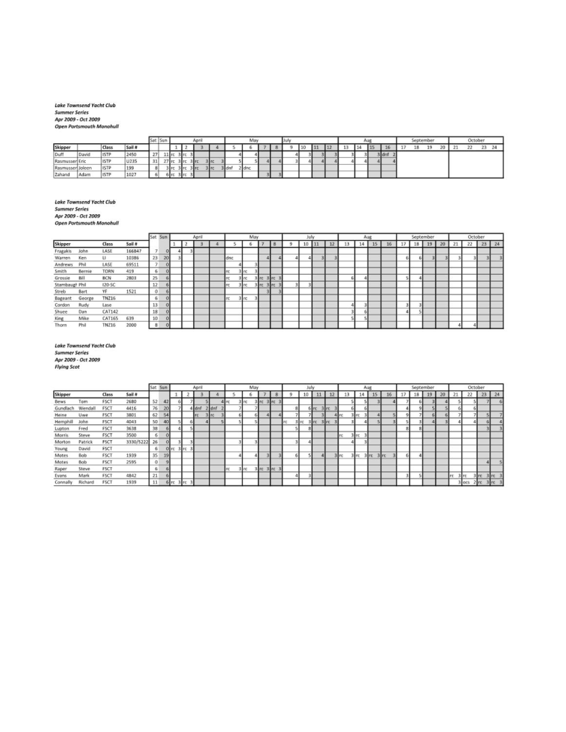***Lake Townsend Yacht Club***
***Summer Series***
***Apr 2009 - Oct 2009***
***Open Portsmouth Monohull***

| | | | | Sat | Sun | April | | | | May | | | | July | | | | Aug | | | | September | | | | October | | | |
|---|---|---|---|---|---|---|---|---|---|---|---|---|---|---|---|---|---|---|---|---|---|---|---|---|---|---|---|---|---|
| **Skipper** | | **Class** | **Sail #** | | | 1 | 2 | 3 | 4 | 5 | 6 | 7 | 8 | 9 | 10 | 11 | 12 | 13 | 14 | 15 | 16 | 17 | 18 | 19 | 20 | 21 | 22 | 23 | 24 |
| Duff | David | ISTP | 2450 | 27 | 11 | rc 3 | rc 3 | | | 4 | 4 | | | 4 | 3 | 3 | 3 | 3 | 3 | 3 | dnf 2 | | | | | | | | |
| Rasmussen | Eric | ISTP | U235 | 31 | 27 | rc 3 | rc 3 | rc 3 | rc 3 | 5 | 5 | 4 | 4 | 3 | 4 | 4 | 4 | 4 | 4 | 4 | 4 | | | | | | | | |
| Rasmussen | Joleen | ISTP | 199 | 8 | 3 | rc 3 | rc 3 | rc 3 | rc 3 | dnf 2 | dnc | | | | | | | | | | | | | | | | | | |
| Zahand | Adam | ISTP | 1027 | 6 | 6 | rc 3 | rc 3 | | | | | 3 | 3 | | | | | | | | | | | | | | | | |

***Lake Townsend Yacht Club***
***Summer Series***
***Apr 2009 - Oct 2009***
***Open Portsmouth Monohull***

| | | | | Sat | Sun | April | | | | May | | | | July | | | | Aug | | | | September | | | | October | | | |
|---|---|---|---|---|---|---|---|---|---|---|---|---|---|---|---|---|---|---|---|---|---|---|---|---|---|---|---|---|---|
| **Skipper** | | **Class** | **Sail #** | | | 1 | 2 | 3 | 4 | 5 | 6 | 7 | 8 | 9 | 10 | 11 | 12 | 13 | 14 | 15 | 16 | 17 | 18 | 19 | 20 | 21 | 22 | 23 | 24 |
| Fragakis | John | LASE | 166847 | 7 | 0 | 4 | 3 | | | | | | | | | | | | | | | | | | | | | | |
| Warren | Ken | LI | 10386 | 23 | 20 | 3 | | | | dnc | | 4 | 4 | 4 | 4 | 3 | 3 | | | | | 6 | 6 | 3 | 3 | 3 | 3 | 3 | 3 |
| Andrews | Phil | LASE | 69511 | 7 | 0 | | | | | 4 | 3 | | | | | | | | | | | | | | | | | | |
| Smith | Bernie | TORN | 419 | 6 | 0 | | | | | rc 3 | rc 3 | | | | | | | | | | | | | | | | | | |
| Grossie | Bill | BCN | 2803 | 25 | 6 | | | | | rc 3 | rc 3 | rc 3 | rc 3 | | | | | 6 | 4 | | | 5 | 4 | | | | | | |
| Stambaugh | Phil | I20-SC | | 12 | 6 | | | | | rc 3 | rc 3 | rc 3 | rc 3 | 3 | 3 | | | | | | | | | | | | | | |
| Streb | Bart | YF | 1521 | 0 | 6 | | | | | | | 3 | 3 | | | | | | | | | | | | | | | | |
| Bageant | George | TNZ16 | | 6 | 0 | | | | | rc 3 | rc 3 | | | | | | | | | | | | | | | | | | |
| Cordon | Rudy | Lase | | 13 | 0 | | | | | | | | | | | | | 4 | 3 | | | 3 | 3 | | | | | | |
| Shuee | Dan | CAT142 | | 18 | 0 | | | | | | | | | | | | | 3 | 6 | | | 4 | 5 | | | | | | |
| King | Mike | CAT165 | 639 | 10 | 0 | | | | | | | | | | | | | 5 | 5 | | | | | | | | | | |
| Thorn | Phil | TNZ16 | 2000 | 8 | 0 | | | | | | | | | | | | | | | | | | | | | 4 | 4 | | |

***Lake Townsend Yacht Club***
***Summer Series***
***Apr 2009 - Oct 2009***
***Flying Scot***

| | | | | Sat | Sun | April | | | | May | | | | July | | | | Aug | | | | September | | | | October | | | |
|---|---|---|---|---|---|---|---|---|---|---|---|---|---|---|---|---|---|---|---|---|---|---|---|---|---|---|---|---|---|
| **Skipper** | | **Class** | **Sail #** | | | 1 | 2 | 3 | 4 | 5 | 6 | 7 | 8 | 9 | 10 | 11 | 12 | 13 | 14 | 15 | 16 | 17 | 18 | 19 | 20 | 21 | 22 | 23 | 24 |
| Bews | Tom | FSCT | 2680 | 52 | 42 | 6 | 7 | 5 | 4 | rc 3 | rc 3 | rc 3 | rc 3 | | | | | 5 | 5 | 3 | 4 | 7 | 6 | 3 | 4 | 5 | 5 | 7 | 6 |
| Gundlach | Wendall | FSCT | 4416 | 76 | 20 | 7 | 4 | dnf 2 | dnf 2 | 7 | 7 | | | 8 | 6 | rc 3 | rc 3 | 6 | 6 | | | 4 | 9 | 5 | 5 | 6 | 6 | | |
| Heine | Uwe | FSCT | 3801 | 62 | 54 | | | rc 3 | rc 3 | 6 | 6 | 4 | 4 | 7 | 7 | 3 | 4 | rc 3 | rc 3 | 4 | 5 | 9 | 7 | 6 | 6 | 7 | 7 | 5 | 7 |
| Hemphill | John | FSCT | 4043 | 50 | 40 | 5 | 6 | 4 | 5 | 5 | 5 | | | rc 3 | rc 3 | rc 3 | rc 3 | 3 | 4 | 5 | 3 | 5 | 3 | 4 | 3 | 4 | 4 | 6 | 4 |
| Lupton | Fred | FSCT | 3638 | 38 | 6 | 4 | 5 | | | | | | | 5 | 8 | | | | | | | 8 | 8 | | | | | 3 | 3 |
| Morris | Steve | FSCT | 3500 | 6 | 0 | | | | | | | | | | | | | rc 3 | rc 3 | | | | | | | | | | |
| Morton | Patrick | FSCT | 3330/5222 | 26 | 0 | 3 | 3 | | | 3 | 3 | | | 3 | 4 | | | 4 | 3 | | | | | | | | | | |
| Young | David | FSCT | | 6 | 0 | rc 3 | rc 3 | | | | | | | | | | | | | | | | | | | | | | |
| Motes | Bob | FSCT | 1939 | 35 | 19 | | | | | 4 | 4 | 3 | 3 | 6 | 5 | 4 | 3 | rc 3 | rc 3 | rc 3 | rc 3 | 6 | 4 | | | | | | |
| Motes | Bob | FSCT | 2595 | 0 | 9 | | | | | | | | | | | | | | | | | | | | | | | 4 | 5 |
| Raper | Steve | FSCT | | 6 | 6 | | | | | rc 3 | rc 3 | rc 3 | rc 3 | | | | | | | | | | | | | | | | |
| Evans | Mark | FSCT | 4842 | 21 | 6 | | | | | | | | | 4 | 3 | | | | | | | 3 | 5 | | | rc 3 | rc 3 | rc 3 | rc 3 |
| Connally | Richard | FSCT | 1939 | 11 | 6 | rc 3 | rc 3 | | | | | | | | | | | | | | | | | | | 3 | ocs 2 | rc 3 | rc 3 |